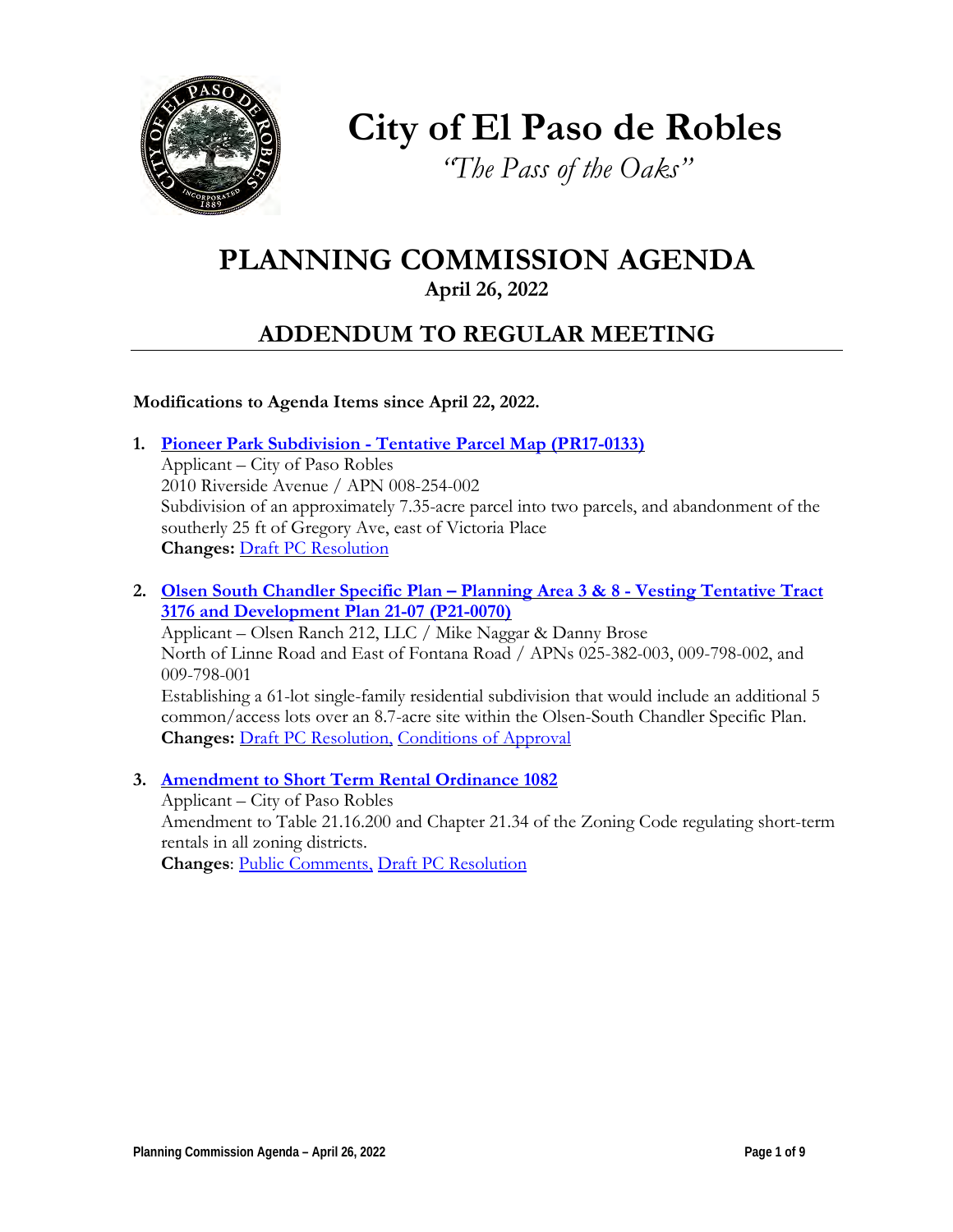# City of El Paso de Robles

*"The Pass of the Oaks"*

# PLANNING COMMISSION AGENDA

**April 26, 2022**

## ADDENDUM TO REGULAR MEETING

**Modifications to Agenda Items since April 22, 2022.**

1. **Pioneer Park Subdivision - Tentative Parcel Map (PR17-0133)**
   Applicant – City of Paso Robles
   2010 Riverside Avenue / APN 008-254-002
   Subdivision of an approximately 7.35-acre parcel into two parcels, and abandonment of the southerly 25 ft of Gregory Ave, east of Victoria Place
   **Changes:** Draft PC Resolution

2. **Olsen South Chandler Specific Plan – Planning Area 3 & 8 - Vesting Tentative Tract 3176 and Development Plan 21-07 (P21-0070)**
   Applicant – Olsen Ranch 212, LLC / Mike Naggar & Danny Brose
   North of Linne Road and East of Fontana Road / APNs 025-382-003, 009-798-002, and 009-798-001
   Establishing a 61-lot single-family residential subdivision that would include an additional 5 common/access lots over an 8.7-acre site within the Olsen-South Chandler Specific Plan.
   **Changes:** Draft PC Resolution, Conditions of Approval

3. **Amendment to Short Term Rental Ordinance 1082**
   Applicant – City of Paso Robles
   Amendment to Table 21.16.200 and Chapter 21.34 of the Zoning Code regulating short-term rentals in all zoning districts.
   **Changes**: Public Comments, Draft PC Resolution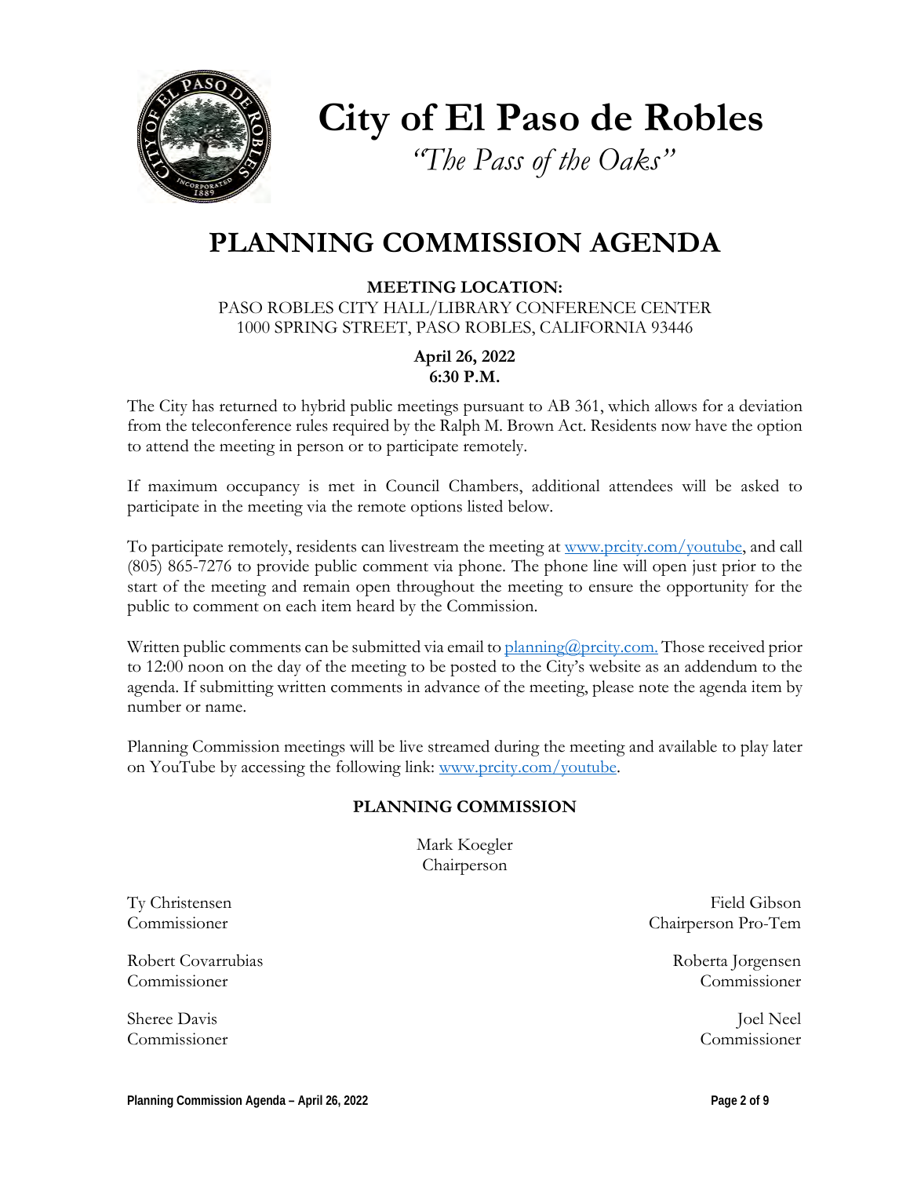# City of El Paso de Robles

*"The Pass of the Oaks"*

# PLANNING COMMISSION AGENDA

**MEETING LOCATION:**

PASO ROBLES CITY HALL/LIBRARY CONFERENCE CENTER
1000 SPRING STREET, PASO ROBLES, CALIFORNIA 93446

**April 26, 2022**
**6:30 P.M.**

The City has returned to hybrid public meetings pursuant to AB 361, which allows for a deviation from the teleconference rules required by the Ralph M. Brown Act. Residents now have the option to attend the meeting in person or to participate remotely.

If maximum occupancy is met in Council Chambers, additional attendees will be asked to participate in the meeting via the remote options listed below.

To participate remotely, residents can livestream the meeting at www.prcity.com/youtube, and call (805) 865-7276 to provide public comment via phone. The phone line will open just prior to the start of the meeting and remain open throughout the meeting to ensure the opportunity for the public to comment on each item heard by the Commission.

Written public comments can be submitted via email to planning@prcity.com. Those received prior to 12:00 noon on the day of the meeting to be posted to the City's website as an addendum to the agenda. If submitting written comments in advance of the meeting, please note the agenda item by number or name.

Planning Commission meetings will be live streamed during the meeting and available to play later on YouTube by accessing the following link: www.prcity.com/youtube.

**PLANNING COMMISSION**

Mark Koegler
Chairperson

Ty Christensen
Commissioner

Field Gibson
Chairperson Pro-Tem

Robert Covarrubias
Commissioner

Roberta Jorgensen
Commissioner

Sheree Davis
Commissioner

Joel Neel
Commissioner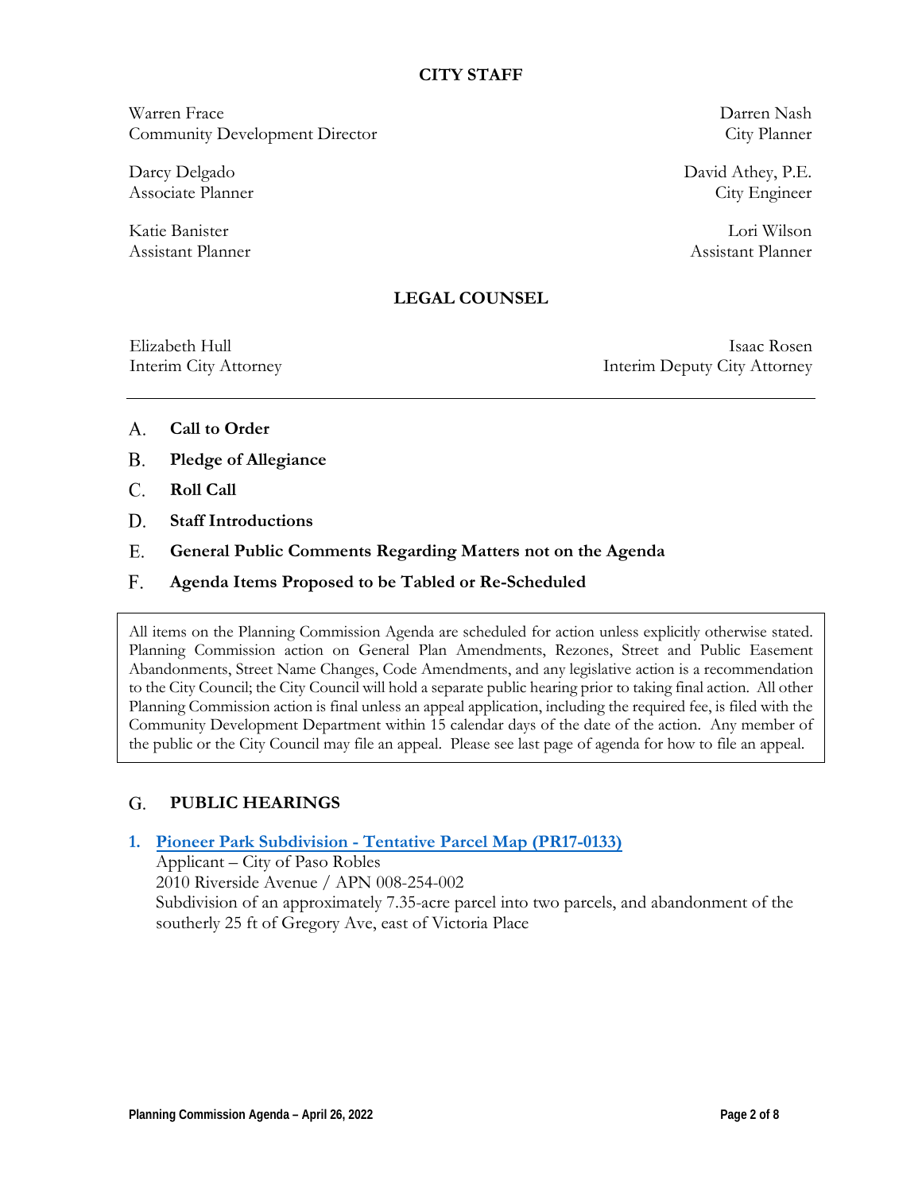## CITY STAFF

Warren Frace
Community Development Director

Darren Nash
City Planner

Darcy Delgado
Associate Planner

David Athey, P.E.
City Engineer

Katie Banister
Assistant Planner

Lori Wilson
Assistant Planner

## LEGAL COUNSEL

Elizabeth Hull
Interim City Attorney

Isaac Rosen
Interim Deputy City Attorney

---

A. **Call to Order**

B. **Pledge of Allegiance**

C. **Roll Call**

D. **Staff Introductions**

E. **General Public Comments Regarding Matters not on the Agenda**

F. **Agenda Items Proposed to be Tabled or Re-Scheduled**

> All items on the Planning Commission Agenda are scheduled for action unless explicitly otherwise stated. Planning Commission action on General Plan Amendments, Rezones, Street and Public Easement Abandonments, Street Name Changes, Code Amendments, and any legislative action is a recommendation to the City Council; the City Council will hold a separate public hearing prior to taking final action. All other Planning Commission action is final unless an appeal application, including the required fee, is filed with the Community Development Department within 15 calendar days of the date of the action. Any member of the public or the City Council may file an appeal. Please see last page of agenda for how to file an appeal.

## G. PUBLIC HEARINGS

**1. Pioneer Park Subdivision - Tentative Parcel Map (PR17-0133)**

Applicant – City of Paso Robles
2010 Riverside Avenue / APN 008-254-002
Subdivision of an approximately 7.35-acre parcel into two parcels, and abandonment of the southerly 25 ft of Gregory Ave, east of Victoria Place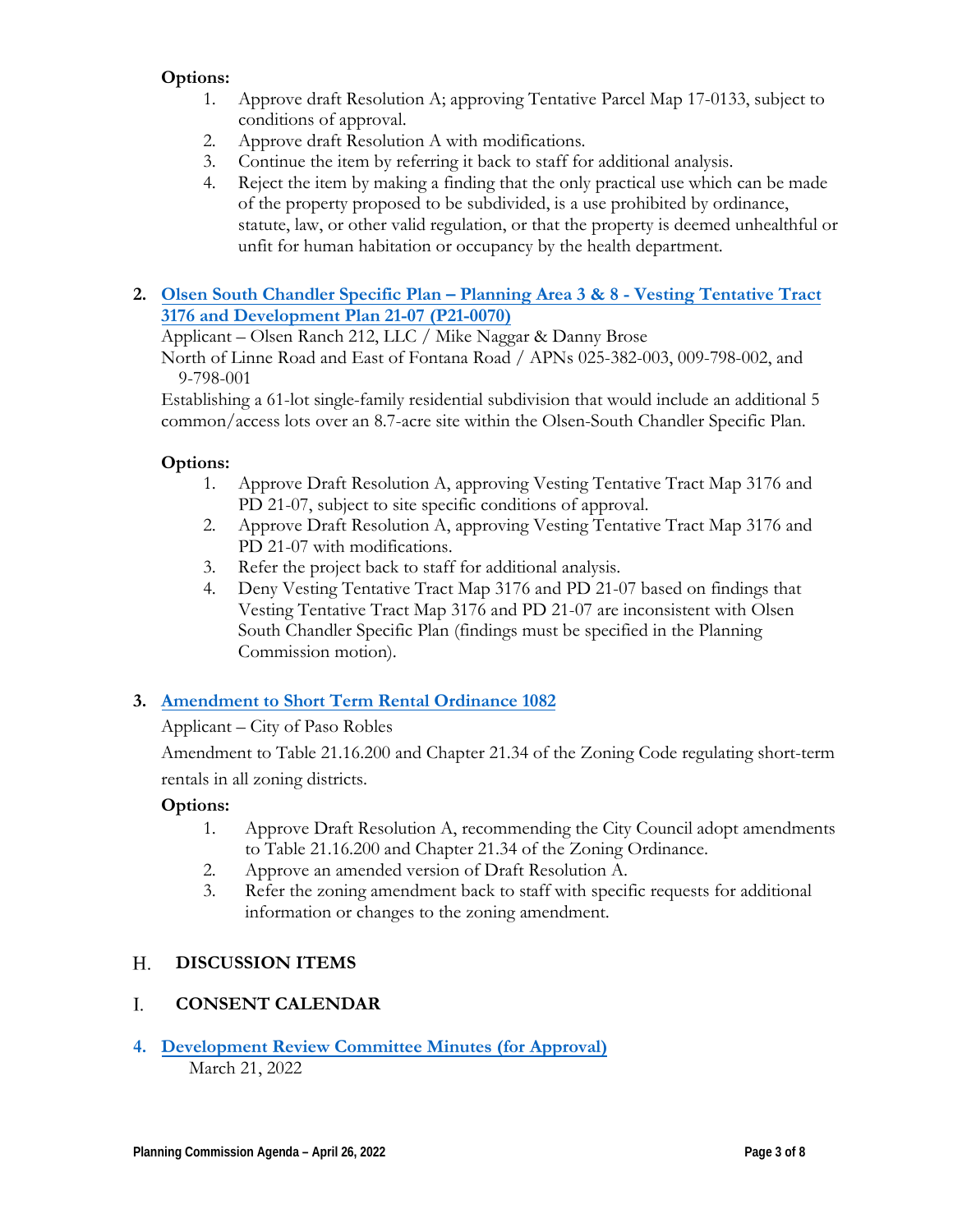**Options:**

1. Approve draft Resolution A; approving Tentative Parcel Map 17-0133, subject to conditions of approval.
2. Approve draft Resolution A with modifications.
3. Continue the item by referring it back to staff for additional analysis.
4. Reject the item by making a finding that the only practical use which can be made of the property proposed to be subdivided, is a use prohibited by ordinance, statute, law, or other valid regulation, or that the property is deemed unhealthful or unfit for human habitation or occupancy by the health department.

**2. Olsen South Chandler Specific Plan – Planning Area 3 & 8 - Vesting Tentative Tract 3176 and Development Plan 21-07 (P21-0070)**

Applicant – Olsen Ranch 212, LLC / Mike Naggar & Danny Brose

North of Linne Road and East of Fontana Road / APNs 025-382-003, 009-798-002, and 9-798-001

Establishing a 61-lot single-family residential subdivision that would include an additional 5 common/access lots over an 8.7-acre site within the Olsen-South Chandler Specific Plan.

**Options:**

1. Approve Draft Resolution A, approving Vesting Tentative Tract Map 3176 and PD 21-07, subject to site specific conditions of approval.
2. Approve Draft Resolution A, approving Vesting Tentative Tract Map 3176 and PD 21-07 with modifications.
3. Refer the project back to staff for additional analysis.
4. Deny Vesting Tentative Tract Map 3176 and PD 21-07 based on findings that Vesting Tentative Tract Map 3176 and PD 21-07 are inconsistent with Olsen South Chandler Specific Plan (findings must be specified in the Planning Commission motion).

**3. Amendment to Short Term Rental Ordinance 1082**

Applicant – City of Paso Robles

Amendment to Table 21.16.200 and Chapter 21.34 of the Zoning Code regulating short-term rentals in all zoning districts.

**Options:**

1. Approve Draft Resolution A, recommending the City Council adopt amendments to Table 21.16.200 and Chapter 21.34 of the Zoning Ordinance.
2. Approve an amended version of Draft Resolution A.
3. Refer the zoning amendment back to staff with specific requests for additional information or changes to the zoning amendment.

## H. DISCUSSION ITEMS

## I. CONSENT CALENDAR

**4. Development Review Committee Minutes (for Approval)**

March 21, 2022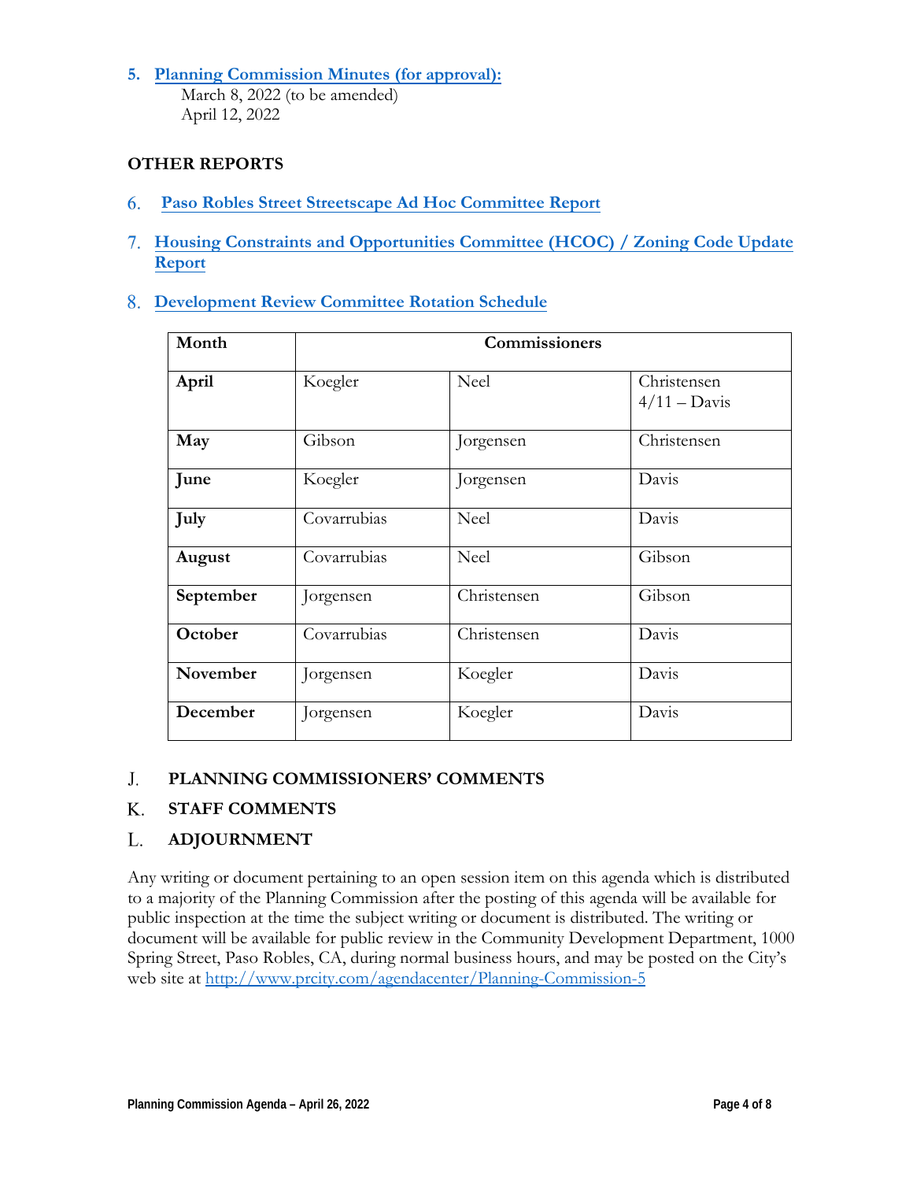5. **Planning Commission Minutes (for approval):**
   March 8, 2022 (to be amended)
   April 12, 2022

**OTHER REPORTS**

6. **Paso Robles Street Streetscape Ad Hoc Committee Report**

7. **Housing Constraints and Opportunities Committee (HCOC) / Zoning Code Update Report**

8. **Development Review Committee Rotation Schedule**

| Month | Commissioners | | |
|---|---|---|---|
| **April** | Koegler | Neel | Christensen 4/11 – Davis |
| **May** | Gibson | Jorgensen | Christensen |
| **June** | Koegler | Jorgensen | Davis |
| **July** | Covarrubias | Neel | Davis |
| **August** | Covarrubias | Neel | Gibson |
| **September** | Jorgensen | Christensen | Gibson |
| **October** | Covarrubias | Christensen | Davis |
| **November** | Jorgensen | Koegler | Davis |
| **December** | Jorgensen | Koegler | Davis |

## J. PLANNING COMMISSIONERS' COMMENTS

## K. STAFF COMMENTS

## L. ADJOURNMENT

Any writing or document pertaining to an open session item on this agenda which is distributed to a majority of the Planning Commission after the posting of this agenda will be available for public inspection at the time the subject writing or document is distributed. The writing or document will be available for public review in the Community Development Department, 1000 Spring Street, Paso Robles, CA, during normal business hours, and may be posted on the City's web site at http://www.prcity.com/agendacenter/Planning-Commission-5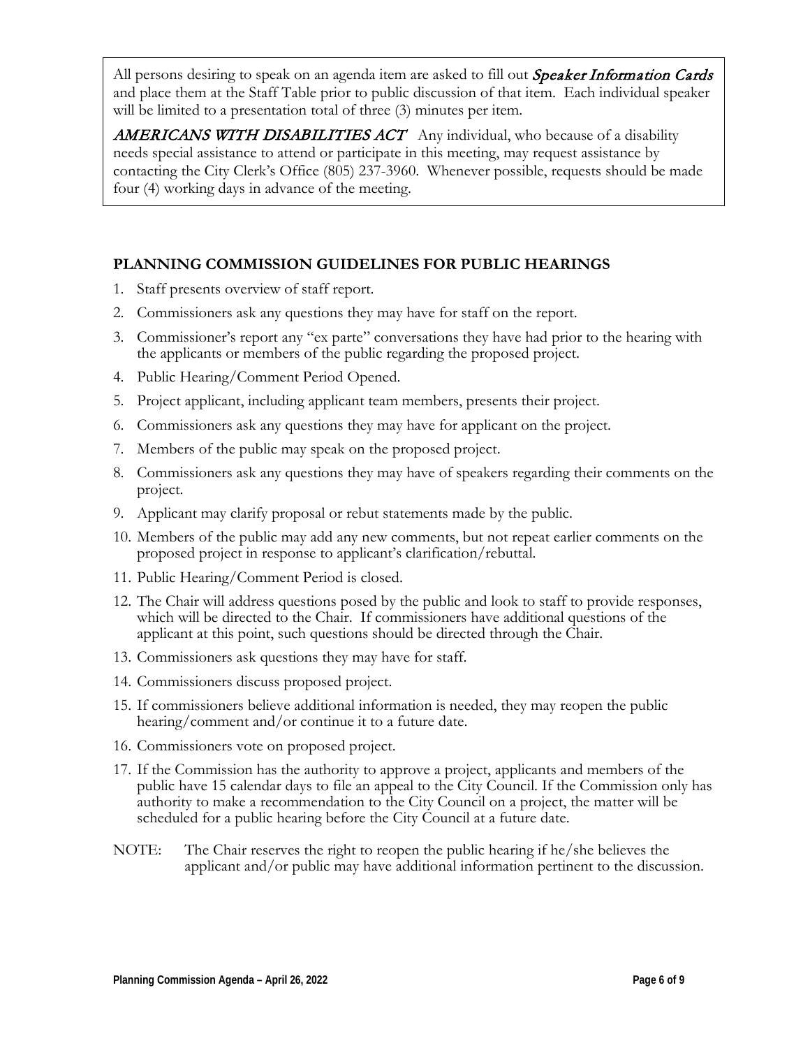All persons desiring to speak on an agenda item are asked to fill out ***Speaker Information Cards*** and place them at the Staff Table prior to public discussion of that item. Each individual speaker will be limited to a presentation total of three (3) minutes per item.

***AMERICANS WITH DISABILITIES ACT*** Any individual, who because of a disability needs special assistance to attend or participate in this meeting, may request assistance by contacting the City Clerk's Office (805) 237-3960. Whenever possible, requests should be made four (4) working days in advance of the meeting.

**PLANNING COMMISSION GUIDELINES FOR PUBLIC HEARINGS**

1. Staff presents overview of staff report.
2. Commissioners ask any questions they may have for staff on the report.
3. Commissioner's report any "ex parte" conversations they have had prior to the hearing with the applicants or members of the public regarding the proposed project.
4. Public Hearing/Comment Period Opened.
5. Project applicant, including applicant team members, presents their project.
6. Commissioners ask any questions they may have for applicant on the project.
7. Members of the public may speak on the proposed project.
8. Commissioners ask any questions they may have of speakers regarding their comments on the project.
9. Applicant may clarify proposal or rebut statements made by the public.
10. Members of the public may add any new comments, but not repeat earlier comments on the proposed project in response to applicant's clarification/rebuttal.
11. Public Hearing/Comment Period is closed.
12. The Chair will address questions posed by the public and look to staff to provide responses, which will be directed to the Chair. If commissioners have additional questions of the applicant at this point, such questions should be directed through the Chair.
13. Commissioners ask questions they may have for staff.
14. Commissioners discuss proposed project.
15. If commissioners believe additional information is needed, they may reopen the public hearing/comment and/or continue it to a future date.
16. Commissioners vote on proposed project.
17. If the Commission has the authority to approve a project, applicants and members of the public have 15 calendar days to file an appeal to the City Council. If the Commission only has authority to make a recommendation to the City Council on a project, the matter will be scheduled for a public hearing before the City Council at a future date.

NOTE: The Chair reserves the right to reopen the public hearing if he/she believes the applicant and/or public may have additional information pertinent to the discussion.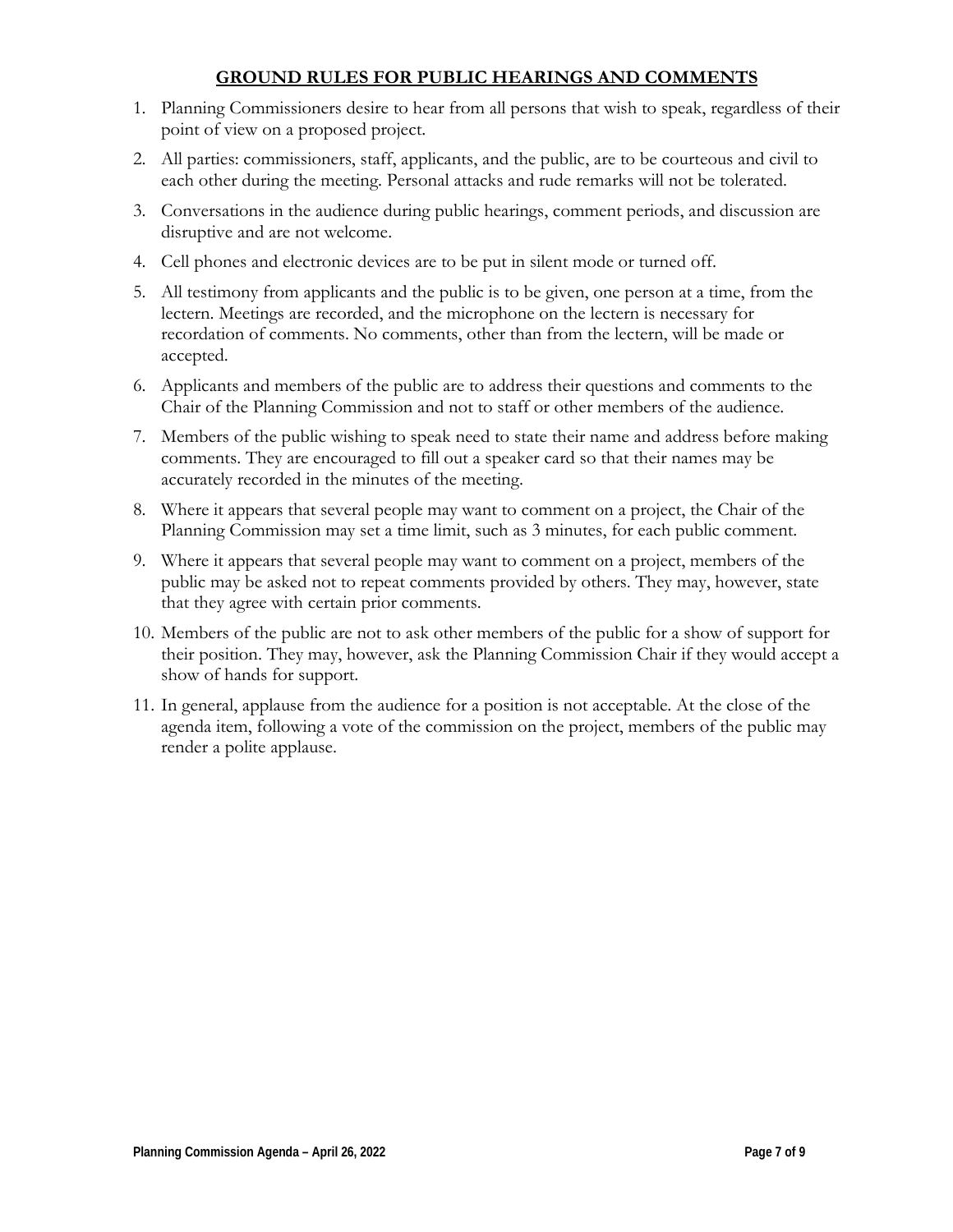## **GROUND RULES FOR PUBLIC HEARINGS AND COMMENTS**

1. Planning Commissioners desire to hear from all persons that wish to speak, regardless of their point of view on a proposed project.
2. All parties: commissioners, staff, applicants, and the public, are to be courteous and civil to each other during the meeting. Personal attacks and rude remarks will not be tolerated.
3. Conversations in the audience during public hearings, comment periods, and discussion are disruptive and are not welcome.
4. Cell phones and electronic devices are to be put in silent mode or turned off.
5. All testimony from applicants and the public is to be given, one person at a time, from the lectern. Meetings are recorded, and the microphone on the lectern is necessary for recordation of comments. No comments, other than from the lectern, will be made or accepted.
6. Applicants and members of the public are to address their questions and comments to the Chair of the Planning Commission and not to staff or other members of the audience.
7. Members of the public wishing to speak need to state their name and address before making comments. They are encouraged to fill out a speaker card so that their names may be accurately recorded in the minutes of the meeting.
8. Where it appears that several people may want to comment on a project, the Chair of the Planning Commission may set a time limit, such as 3 minutes, for each public comment.
9. Where it appears that several people may want to comment on a project, members of the public may be asked not to repeat comments provided by others. They may, however, state that they agree with certain prior comments.
10. Members of the public are not to ask other members of the public for a show of support for their position. They may, however, ask the Planning Commission Chair if they would accept a show of hands for support.
11. In general, applause from the audience for a position is not acceptable. At the close of the agenda item, following a vote of the commission on the project, members of the public may render a polite applause.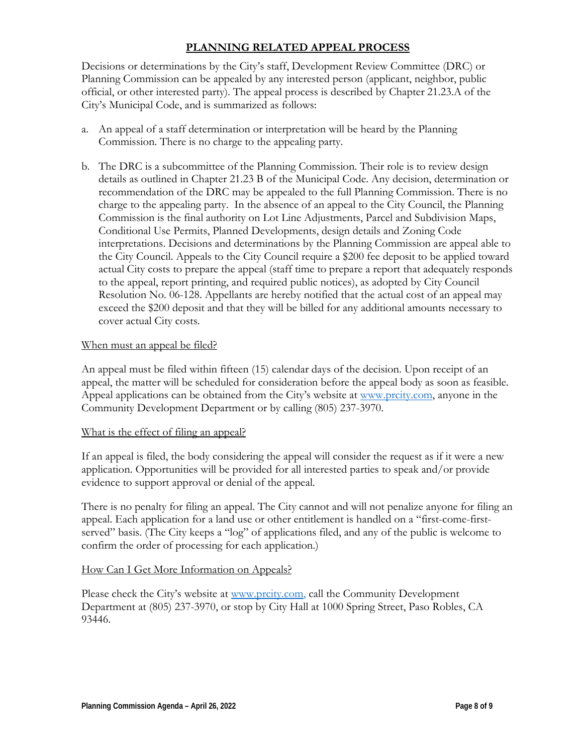## PLANNING RELATED APPEAL PROCESS

Decisions or determinations by the City's staff, Development Review Committee (DRC) or Planning Commission can be appealed by any interested person (applicant, neighbor, public official, or other interested party). The appeal process is described by Chapter 21.23.A of the City's Municipal Code, and is summarized as follows:

a. An appeal of a staff determination or interpretation will be heard by the Planning Commission. There is no charge to the appealing party.

b. The DRC is a subcommittee of the Planning Commission. Their role is to review design details as outlined in Chapter 21.23 B of the Municipal Code. Any decision, determination or recommendation of the DRC may be appealed to the full Planning Commission. There is no charge to the appealing party. In the absence of an appeal to the City Council, the Planning Commission is the final authority on Lot Line Adjustments, Parcel and Subdivision Maps, Conditional Use Permits, Planned Developments, design details and Zoning Code interpretations. Decisions and determinations by the Planning Commission are appeal able to the City Council. Appeals to the City Council require a $200 fee deposit to be applied toward actual City costs to prepare the appeal (staff time to prepare a report that adequately responds to the appeal, report printing, and required public notices), as adopted by City Council Resolution No. 06-128. Appellants are hereby notified that the actual cost of an appeal may exceed the $200 deposit and that they will be billed for any additional amounts necessary to cover actual City costs.

### When must an appeal be filed?

An appeal must be filed within fifteen (15) calendar days of the decision. Upon receipt of an appeal, the matter will be scheduled for consideration before the appeal body as soon as feasible. Appeal applications can be obtained from the City's website at www.prcity.com, anyone in the Community Development Department or by calling (805) 237-3970.

### What is the effect of filing an appeal?

If an appeal is filed, the body considering the appeal will consider the request as if it were a new application. Opportunities will be provided for all interested parties to speak and/or provide evidence to support approval or denial of the appeal.

There is no penalty for filing an appeal. The City cannot and will not penalize anyone for filing an appeal. Each application for a land use or other entitlement is handled on a "first-come-first-served" basis. (The City keeps a "log" of applications filed, and any of the public is welcome to confirm the order of processing for each application.)

### How Can I Get More Information on Appeals?

Please check the City's website at www.prcity.com, call the Community Development Department at (805) 237-3970, or stop by City Hall at 1000 Spring Street, Paso Robles, CA 93446.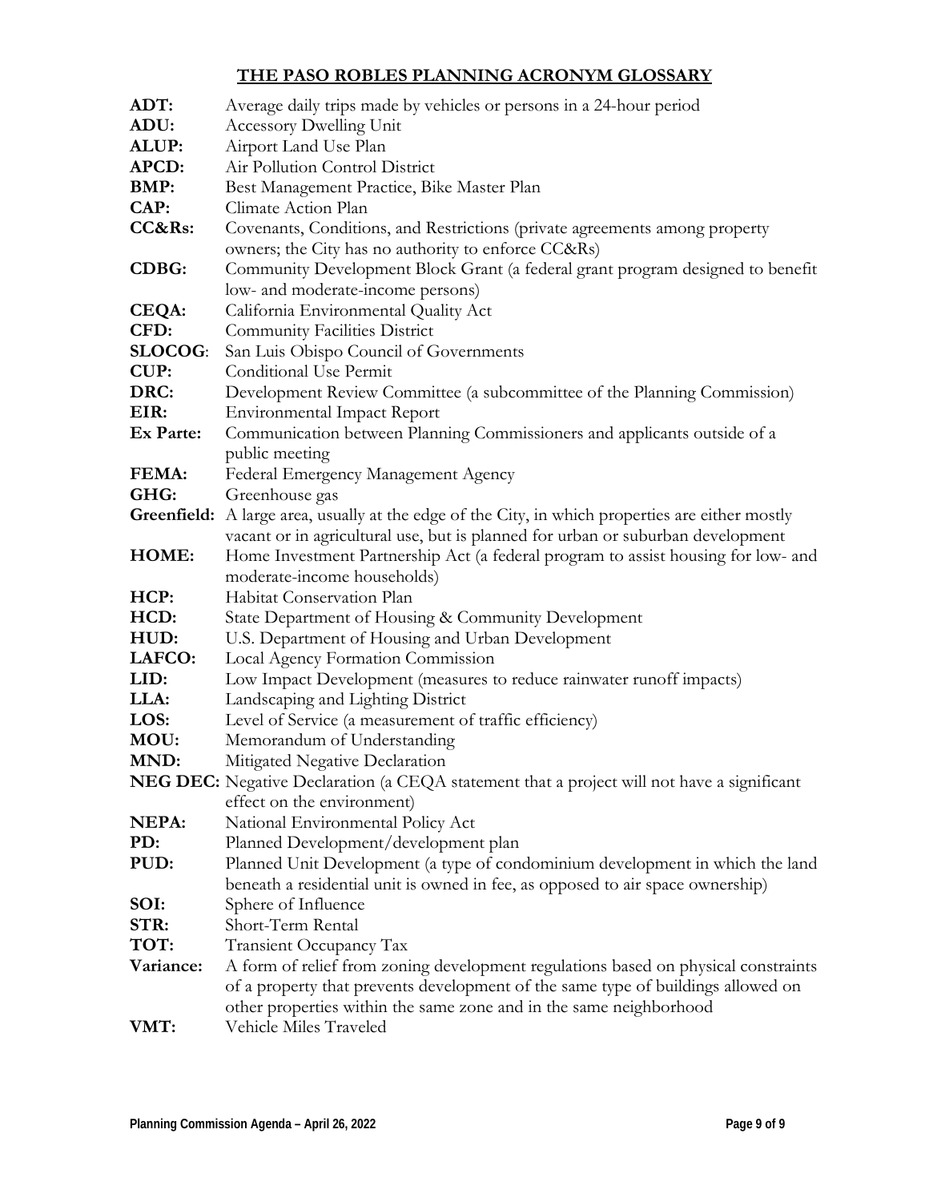# THE PASO ROBLES PLANNING ACRONYM GLOSSARY

**ADT:** Average daily trips made by vehicles or persons in a 24-hour period

**ADU:** Accessory Dwelling Unit

**ALUP:** Airport Land Use Plan

**APCD:** Air Pollution Control District

**BMP:** Best Management Practice, Bike Master Plan

**CAP:** Climate Action Plan

**CC&Rs:** Covenants, Conditions, and Restrictions (private agreements among property owners; the City has no authority to enforce CC&Rs)

**CDBG:** Community Development Block Grant (a federal grant program designed to benefit low- and moderate-income persons)

**CEQA:** California Environmental Quality Act

**CFD:** Community Facilities District

**SLOCOG**: San Luis Obispo Council of Governments

**CUP:** Conditional Use Permit

**DRC:** Development Review Committee (a subcommittee of the Planning Commission)

**EIR:** Environmental Impact Report

**Ex Parte:** Communication between Planning Commissioners and applicants outside of a public meeting

**FEMA:** Federal Emergency Management Agency

**GHG:** Greenhouse gas

**Greenfield:** A large area, usually at the edge of the City, in which properties are either mostly vacant or in agricultural use, but is planned for urban or suburban development

**HOME:** Home Investment Partnership Act (a federal program to assist housing for low- and moderate-income households)

**HCP:** Habitat Conservation Plan

**HCD:** State Department of Housing & Community Development

**HUD:** U.S. Department of Housing and Urban Development

**LAFCO:** Local Agency Formation Commission

**LID:** Low Impact Development (measures to reduce rainwater runoff impacts)

**LLA:** Landscaping and Lighting District

**LOS:** Level of Service (a measurement of traffic efficiency)

**MOU:** Memorandum of Understanding

**MND:** Mitigated Negative Declaration

**NEG DEC:** Negative Declaration (a CEQA statement that a project will not have a significant effect on the environment)

**NEPA:** National Environmental Policy Act

**PD:** Planned Development/development plan

**PUD:** Planned Unit Development (a type of condominium development in which the land beneath a residential unit is owned in fee, as opposed to air space ownership)

**SOI:** Sphere of Influence

**STR:** Short-Term Rental

**TOT:** Transient Occupancy Tax

**Variance:** A form of relief from zoning development regulations based on physical constraints of a property that prevents development of the same type of buildings allowed on other properties within the same zone and in the same neighborhood

**VMT:** Vehicle Miles Traveled